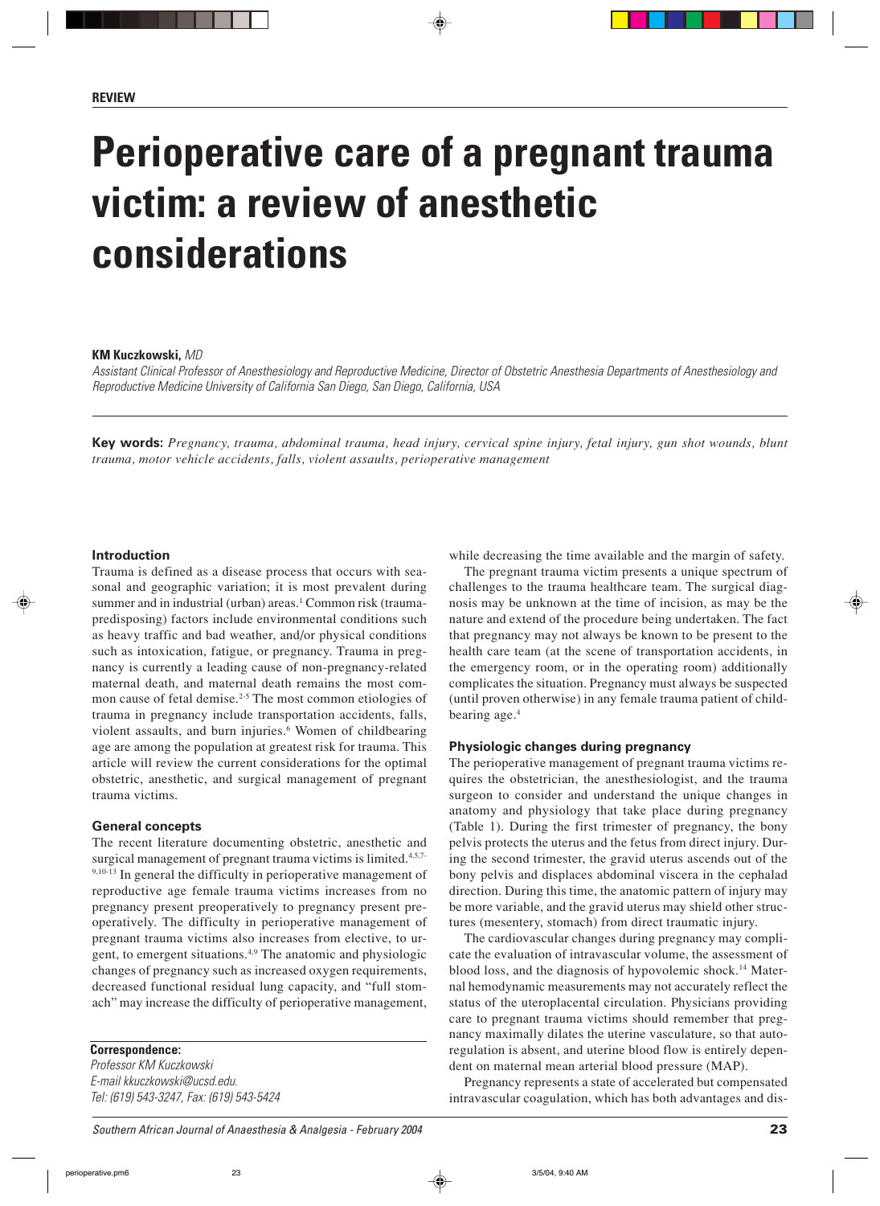**REVIEW**

# Perioperative care of a pregnant trauma victim: a review of anesthetic considerations

**KM Kuczkowski,** *MD*

*Assistant Clinical Professor of Anesthesiology and Reproductive Medicine, Director of Obstetric Anesthesia Departments of Anesthesiology and Reproductive Medicine University of California San Diego, San Diego, California, USA*

**Key words:** *Pregnancy, trauma, abdominal trauma, head injury, cervical spine injury, fetal injury, gun shot wounds, blunt trauma, motor vehicle accidents, falls, violent assaults, perioperative management*

## Introduction

Trauma is defined as a disease process that occurs with seasonal and geographic variation; it is most prevalent during summer and in industrial (urban) areas.[1] Common risk (trauma-predisposing) factors include environmental conditions such as heavy traffic and bad weather, and/or physical conditions such as intoxication, fatigue, or pregnancy. Trauma in pregnancy is currently a leading cause of non-pregnancy-related maternal death, and maternal death remains the most common cause of fetal demise.[2-5] The most common etiologies of trauma in pregnancy include transportation accidents, falls, violent assaults, and burn injuries.[6] Women of childbearing age are among the population at greatest risk for trauma. This article will review the current considerations for the optimal obstetric, anesthetic, and surgical management of pregnant trauma victims.

## General concepts

The recent literature documenting obstetric, anesthetic and surgical management of pregnant trauma victims is limited.[4,5,7-9,10-13] In general the difficulty in perioperative management of reproductive age female trauma victims increases from no pregnancy present preoperatively to pregnancy present preoperatively. The difficulty in perioperative management of pregnant trauma victims also increases from elective, to urgent, to emergent situations.[4,9] The anatomic and physiologic changes of pregnancy such as increased oxygen requirements, decreased functional residual lung capacity, and "full stomach" may increase the difficulty of perioperative management, while decreasing the time available and the margin of safety.

The pregnant trauma victim presents a unique spectrum of challenges to the trauma healthcare team. The surgical diagnosis may be unknown at the time of incision, as may be the nature and extend of the procedure being undertaken. The fact that pregnancy may not always be known to be present to the health care team (at the scene of transportation accidents, in the emergency room, or in the operating room) additionally complicates the situation. Pregnancy must always be suspected (until proven otherwise) in any female trauma patient of childbearing age.[4]

## Physiologic changes during pregnancy

The perioperative management of pregnant trauma victims requires the obstetrician, the anesthesiologist, and the trauma surgeon to consider and understand the unique changes in anatomy and physiology that take place during pregnancy (Table 1). During the first trimester of pregnancy, the bony pelvis protects the uterus and the fetus from direct injury. During the second trimester, the gravid uterus ascends out of the bony pelvis and displaces abdominal viscera in the cephalad direction. During this time, the anatomic pattern of injury may be more variable, and the gravid uterus may shield other structures (mesentery, stomach) from direct traumatic injury.

The cardiovascular changes during pregnancy may complicate the evaluation of intravascular volume, the assessment of blood loss, and the diagnosis of hypovolemic shock.[14] Maternal hemodynamic measurements may not accurately reflect the status of the uteroplacental circulation. Physicians providing care to pregnant trauma victims should remember that pregnancy maximally dilates the uterine vasculature, so that autoregulation is absent, and uterine blood flow is entirely dependent on maternal mean arterial blood pressure (MAP).

Pregnancy represents a state of accelerated but compensated intravascular coagulation, which has both advantages and dis-

**Correspondence:**
*Professor KM Kuczkowski*
*E-mail kkuczkowski@ucsd.edu.*
*Tel: (619) 543-3247, Fax: (619) 543-5424*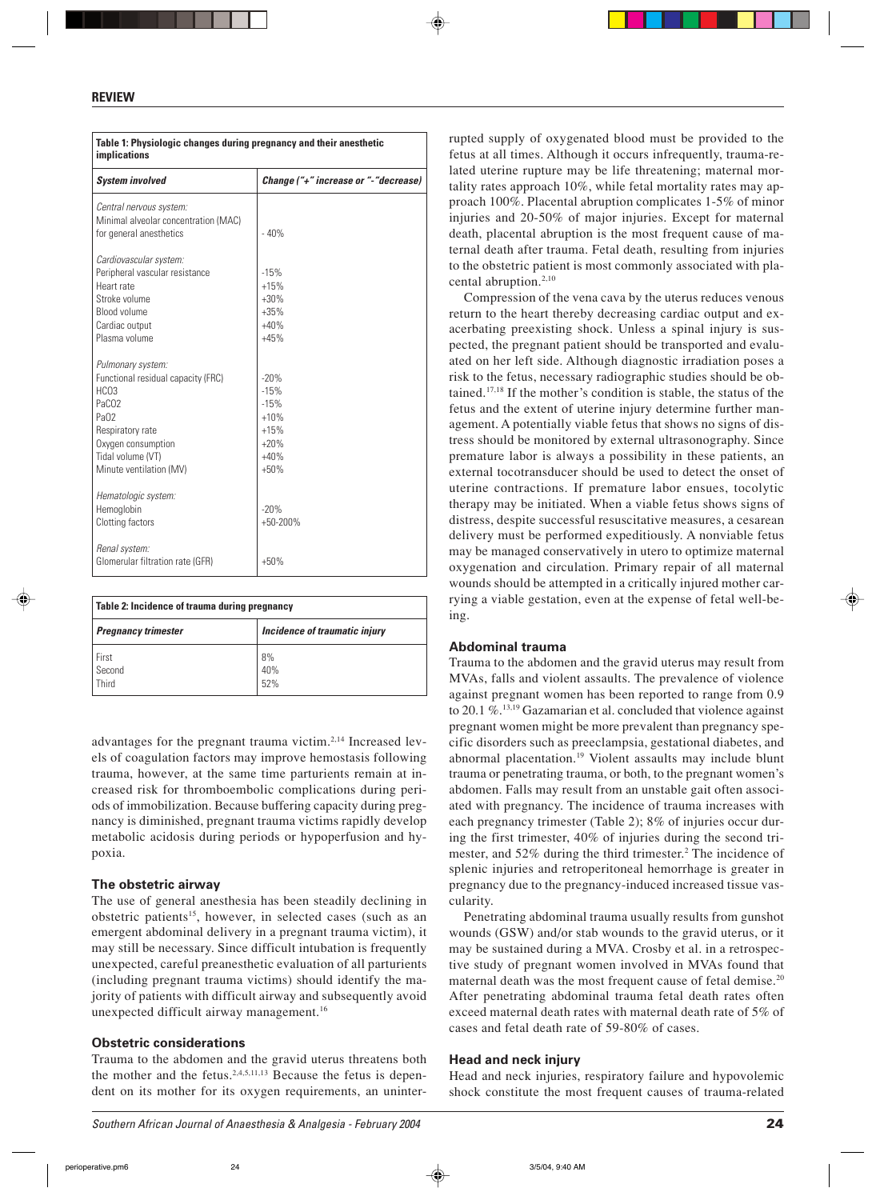**Table 1: Physiologic changes during pregnancy and their anesthetic implications**

| *System involved* | *Change ("+" increase or "-"decrease)* |
|---|---|
| *Central nervous system:* | |
| Minimal alveolar concentration (MAC) for general anesthetics | - 40% |
| *Cardiovascular system:* | |
| Peripheral vascular resistance | -15% |
| Heart rate | +15% |
| Stroke volume | +30% |
| Blood volume | +35% |
| Cardiac output | +40% |
| Plasma volume | +45% |
| *Pulmonary system:* | |
| Functional residual capacity (FRC) | -20% |
| $HCO_3$ | -15% |
| $PaCO_2$ | -15% |
| $PaO_2$ | +10% |
| Respiratory rate | +15% |
| Oxygen consumption | +20% |
| Tidal volume (VT) | +40% |
| Minute ventilation (MV) | +50% |
| *Hematologic system:* | |
| Hemoglobin | -20% |
| Clotting factors | +50-200% |
| *Renal system:* | |
| Glomerular filtration rate (GFR) | +50% |

**Table 2: Incidence of trauma during pregnancy**

| *Pregnancy trimester* | *Incidence of traumatic injury* |
|---|---|
| First | 8% |
| Second | 40% |
| Third | 52% |

advantages for the pregnant trauma victim.[2,14] Increased levels of coagulation factors may improve hemostasis following trauma, however, at the same time parturients remain at increased risk for thromboembolic complications during periods of immobilization. Because buffering capacity during pregnancy is diminished, pregnant trauma victims rapidly develop metabolic acidosis during periods or hypoperfusion and hypoxia.

### The obstetric airway

The use of general anesthesia has been steadily declining in obstetric patients[15], however, in selected cases (such as an emergent abdominal delivery in a pregnant trauma victim), it may still be necessary. Since difficult intubation is frequently unexpected, careful preanesthetic evaluation of all parturients (including pregnant trauma victims) should identify the majority of patients with difficult airway and subsequently avoid unexpected difficult airway management.[16]

### Obstetric considerations

Trauma to the abdomen and the gravid uterus threatens both the mother and the fetus.[2,4,5,11,13] Because the fetus is dependent on its mother for its oxygen requirements, an uninterrupted supply of oxygenated blood must be provided to the fetus at all times. Although it occurs infrequently, trauma-related uterine rupture may be life threatening; maternal mortality rates approach 10%, while fetal mortality rates may approach 100%. Placental abruption complicates 1-5% of minor injuries and 20-50% of major injuries. Except for maternal death, placental abruption is the most frequent cause of maternal death after trauma. Fetal death, resulting from injuries to the obstetric patient is most commonly associated with placental abruption.[2,10]

Compression of the vena cava by the uterus reduces venous return to the heart thereby decreasing cardiac output and exacerbating preexisting shock. Unless a spinal injury is suspected, the pregnant patient should be transported and evaluated on her left side. Although diagnostic irradiation poses a risk to the fetus, necessary radiographic studies should be obtained.[17,18] If the mother's condition is stable, the status of the fetus and the extent of uterine injury determine further management. A potentially viable fetus that shows no signs of distress should be monitored by external ultrasonography. Since premature labor is always a possibility in these patients, an external tocotransducer should be used to detect the onset of uterine contractions. If premature labor ensues, tocolytic therapy may be initiated. When a viable fetus shows signs of distress, despite successful resuscitative measures, a cesarean delivery must be performed expeditiously. A nonviable fetus may be managed conservatively in utero to optimize maternal oxygenation and circulation. Primary repair of all maternal wounds should be attempted in a critically injured mother carrying a viable gestation, even at the expense of fetal well-being.

### Abdominal trauma

Trauma to the abdomen and the gravid uterus may result from MVAs, falls and violent assaults. The prevalence of violence against pregnant women has been reported to range from 0.9 to 20.1 %.[13,19] Gazamarian et al. concluded that violence against pregnant women might be more prevalent than pregnancy specific disorders such as preeclampsia, gestational diabetes, and abnormal placentation.[19] Violent assaults may include blunt trauma or penetrating trauma, or both, to the pregnant women's abdomen. Falls may result from an unstable gait often associated with pregnancy. The incidence of trauma increases with each pregnancy trimester (Table 2); 8% of injuries occur during the first trimester, 40% of injuries during the second trimester, and 52% during the third trimester.[2] The incidence of splenic injuries and retroperitoneal hemorrhage is greater in pregnancy due to the pregnancy-induced increased tissue vascularity.

Penetrating abdominal trauma usually results from gunshot wounds (GSW) and/or stab wounds to the gravid uterus, or it may be sustained during a MVA. Crosby et al. in a retrospective study of pregnant women involved in MVAs found that maternal death was the most frequent cause of fetal demise.[20] After penetrating abdominal trauma fetal death rates often exceed maternal death rates with maternal death rate of 5% of cases and fetal death rate of 59-80% of cases.

### Head and neck injury

Head and neck injuries, respiratory failure and hypovolemic shock constitute the most frequent causes of trauma-related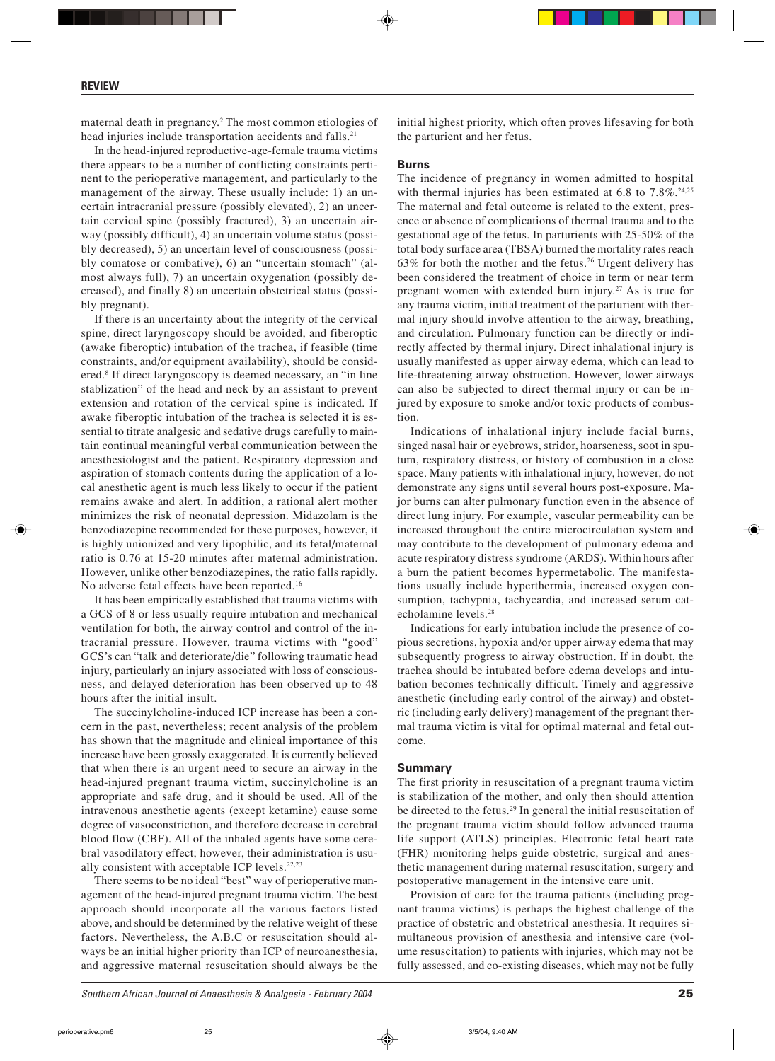maternal death in pregnancy.[2] The most common etiologies of head injuries include transportation accidents and falls.[21]

In the head-injured reproductive-age-female trauma victims there appears to be a number of conflicting constraints pertinent to the perioperative management, and particularly to the management of the airway. These usually include: 1) an uncertain intracranial pressure (possibly elevated), 2) an uncertain cervical spine (possibly fractured), 3) an uncertain airway (possibly difficult), 4) an uncertain volume status (possibly decreased), 5) an uncertain level of consciousness (possibly comatose or combative), 6) an "uncertain stomach" (almost always full), 7) an uncertain oxygenation (possibly decreased), and finally 8) an uncertain obstetrical status (possibly pregnant).

If there is an uncertainty about the integrity of the cervical spine, direct laryngoscopy should be avoided, and fiberoptic (awake fiberoptic) intubation of the trachea, if feasible (time constraints, and/or equipment availability), should be considered.[8] If direct laryngoscopy is deemed necessary, an "in line stablization" of the head and neck by an assistant to prevent extension and rotation of the cervical spine is indicated. If awake fiberoptic intubation of the trachea is selected it is essential to titrate analgesic and sedative drugs carefully to maintain continual meaningful verbal communication between the anesthesiologist and the patient. Respiratory depression and aspiration of stomach contents during the application of a local anesthetic agent is much less likely to occur if the patient remains awake and alert. In addition, a rational alert mother minimizes the risk of neonatal depression. Midazolam is the benzodiazepine recommended for these purposes, however, it is highly unionized and very lipophilic, and its fetal/maternal ratio is 0.76 at 15-20 minutes after maternal administration. However, unlike other benzodiazepines, the ratio falls rapidly. No adverse fetal effects have been reported.[16]

It has been empirically established that trauma victims with a GCS of 8 or less usually require intubation and mechanical ventilation for both, the airway control and control of the intracranial pressure. However, trauma victims with "good" GCS's can "talk and deteriorate/die" following traumatic head injury, particularly an injury associated with loss of consciousness, and delayed deterioration has been observed up to 48 hours after the initial insult.

The succinylcholine-induced ICP increase has been a concern in the past, nevertheless; recent analysis of the problem has shown that the magnitude and clinical importance of this increase have been grossly exaggerated. It is currently believed that when there is an urgent need to secure an airway in the head-injured pregnant trauma victim, succinylcholine is an appropriate and safe drug, and it should be used. All of the intravenous anesthetic agents (except ketamine) cause some degree of vasoconstriction, and therefore decrease in cerebral blood flow (CBF). All of the inhaled agents have some cerebral vasodilatory effect; however, their administration is usually consistent with acceptable ICP levels.[22,23]

There seems to be no ideal "best" way of perioperative management of the head-injured pregnant trauma victim. The best approach should incorporate all the various factors listed above, and should be determined by the relative weight of these factors. Nevertheless, the A.B.C or resuscitation should always be an initial higher priority than ICP of neuroanesthesia, and aggressive maternal resuscitation should always be the initial highest priority, which often proves lifesaving for both the parturient and her fetus.

## Burns

The incidence of pregnancy in women admitted to hospital with thermal injuries has been estimated at 6.8 to 7.8%.[24,25] The maternal and fetal outcome is related to the extent, presence or absence of complications of thermal trauma and to the gestational age of the fetus. In parturients with 25-50% of the total body surface area (TBSA) burned the mortality rates reach 63% for both the mother and the fetus.[26] Urgent delivery has been considered the treatment of choice in term or near term pregnant women with extended burn injury.[27] As is true for any trauma victim, initial treatment of the parturient with thermal injury should involve attention to the airway, breathing, and circulation. Pulmonary function can be directly or indirectly affected by thermal injury. Direct inhalational injury is usually manifested as upper airway edema, which can lead to life-threatening airway obstruction. However, lower airways can also be subjected to direct thermal injury or can be injured by exposure to smoke and/or toxic products of combustion.

Indications of inhalational injury include facial burns, singed nasal hair or eyebrows, stridor, hoarseness, soot in sputum, respiratory distress, or history of combustion in a close space. Many patients with inhalational injury, however, do not demonstrate any signs until several hours post-exposure. Major burns can alter pulmonary function even in the absence of direct lung injury. For example, vascular permeability can be increased throughout the entire microcirculation system and may contribute to the development of pulmonary edema and acute respiratory distress syndrome (ARDS). Within hours after a burn the patient becomes hypermetabolic. The manifestations usually include hyperthermia, increased oxygen consumption, tachypnia, tachycardia, and increased serum catecholamine levels.[28]

Indications for early intubation include the presence of copious secretions, hypoxia and/or upper airway edema that may subsequently progress to airway obstruction. If in doubt, the trachea should be intubated before edema develops and intubation becomes technically difficult. Timely and aggressive anesthetic (including early control of the airway) and obstetric (including early delivery) management of the pregnant thermal trauma victim is vital for optimal maternal and fetal outcome.

## Summary

The first priority in resuscitation of a pregnant trauma victim is stabilization of the mother, and only then should attention be directed to the fetus.[29] In general the initial resuscitation of the pregnant trauma victim should follow advanced trauma life support (ATLS) principles. Electronic fetal heart rate (FHR) monitoring helps guide obstetric, surgical and anesthetic management during maternal resuscitation, surgery and postoperative management in the intensive care unit.

Provision of care for the trauma patients (including pregnant trauma victims) is perhaps the highest challenge of the practice of obstetric and obstetrical anesthesia. It requires simultaneous provision of anesthesia and intensive care (volume resuscitation) to patients with injuries, which may not be fully assessed, and co-existing diseases, which may not be fully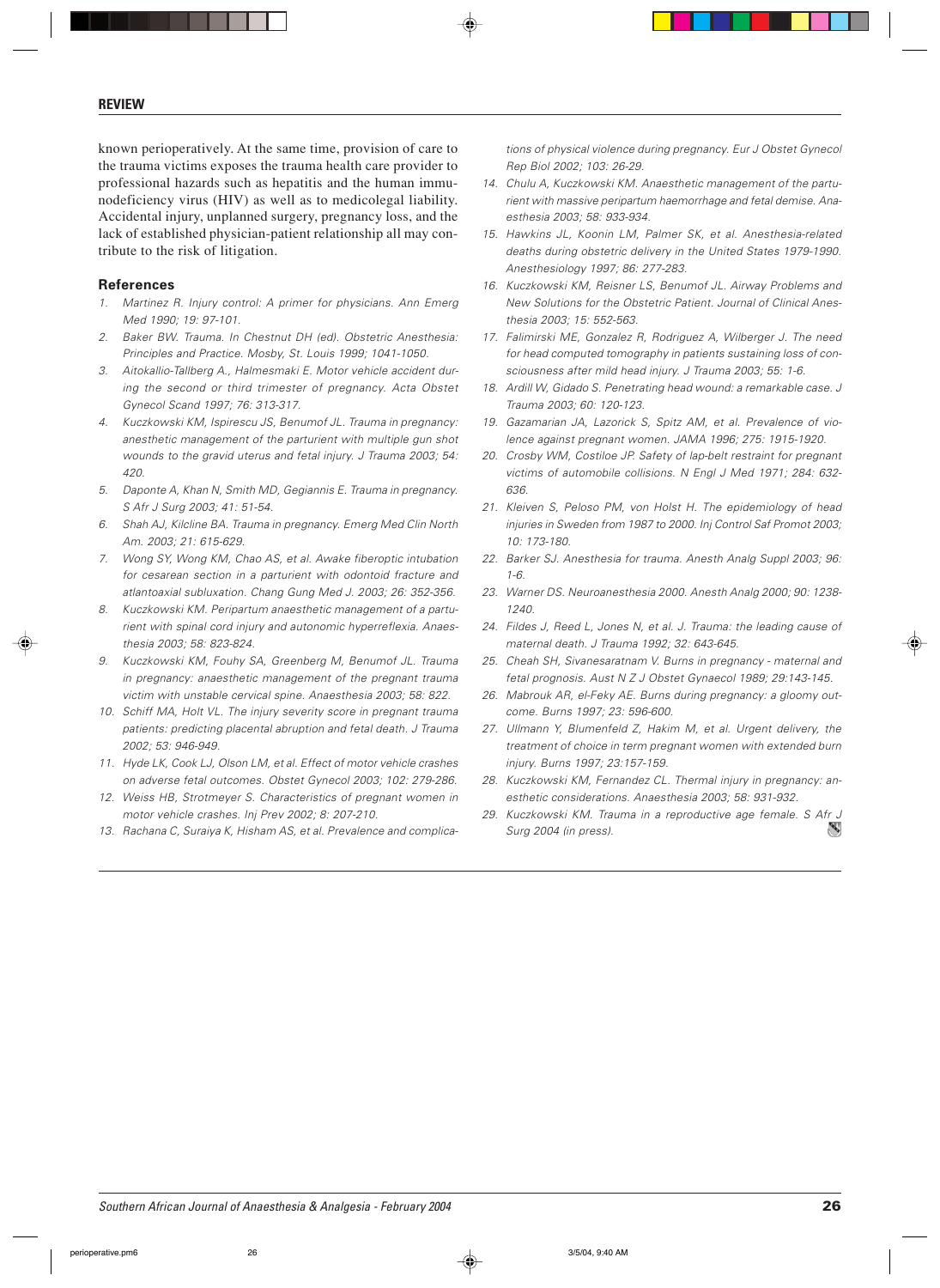known perioperatively. At the same time, provision of care to the trauma victims exposes the trauma health care provider to professional hazards such as hepatitis and the human immunodeficiency virus (HIV) as well as to medicolegal liability. Accidental injury, unplanned surgery, pregnancy loss, and the lack of established physician-patient relationship all may contribute to the risk of litigation.

## References

1. *Martinez R. Injury control: A primer for physicians. Ann Emerg Med 1990; 19: 97-101.*
2. *Baker BW. Trauma. In Chestnut DH (ed). Obstetric Anesthesia: Principles and Practice. Mosby, St. Louis 1999; 1041-1050.*
3. *Aitokallio-Tallberg A., Halmesmaki E. Motor vehicle accident during the second or third trimester of pregnancy. Acta Obstet Gynecol Scand 1997; 76: 313-317.*
4. *Kuczkowski KM, Ispirescu JS, Benumof JL. Trauma in pregnancy: anesthetic management of the parturient with multiple gun shot wounds to the gravid uterus and fetal injury. J Trauma 2003; 54: 420.*
5. *Daponte A, Khan N, Smith MD, Gegiannis E. Trauma in pregnancy. S Afr J Surg 2003; 41: 51-54.*
6. *Shah AJ, Kilcline BA. Trauma in pregnancy. Emerg Med Clin North Am. 2003; 21: 615-629.*
7. *Wong SY, Wong KM, Chao AS, et al. Awake fiberoptic intubation for cesarean section in a parturient with odontoid fracture and atlantoaxial subluxation. Chang Gung Med J. 2003; 26: 352-356.*
8. *Kuczkowski KM. Peripartum anaesthetic management of a parturient with spinal cord injury and autonomic hyperreflexia. Anaesthesia 2003; 58: 823-824.*
9. *Kuczkowski KM, Fouhy SA, Greenberg M, Benumof JL. Trauma in pregnancy: anaesthetic management of the pregnant trauma victim with unstable cervical spine. Anaesthesia 2003; 58: 822.*
10. *Schiff MA, Holt VL. The injury severity score in pregnant trauma patients: predicting placental abruption and fetal death. J Trauma 2002; 53: 946-949.*
11. *Hyde LK, Cook LJ, Olson LM, et al. Effect of motor vehicle crashes on adverse fetal outcomes. Obstet Gynecol 2003; 102: 279-286.*
12. *Weiss HB, Strotmeyer S. Characteristics of pregnant women in motor vehicle crashes. Inj Prev 2002; 8: 207-210.*
13. *Rachana C, Suraiya K, Hisham AS, et al. Prevalence and complications of physical violence during pregnancy. Eur J Obstet Gynecol Rep Biol 2002; 103: 26-29.*
14. *Chulu A, Kuczkowski KM. Anaesthetic management of the parturient with massive peripartum haemorrhage and fetal demise. Anaesthesia 2003; 58: 933-934.*
15. *Hawkins JL, Koonin LM, Palmer SK, et al. Anesthesia-related deaths during obstetric delivery in the United States 1979-1990. Anesthesiology 1997; 86: 277-283.*
16. *Kuczkowski KM, Reisner LS, Benumof JL. Airway Problems and New Solutions for the Obstetric Patient. Journal of Clinical Anesthesia 2003; 15: 552-563.*
17. *Falimirski ME, Gonzalez R, Rodriguez A, Wilberger J. The need for head computed tomography in patients sustaining loss of consciousness after mild head injury. J Trauma 2003; 55: 1-6.*
18. *Ardill W, Gidado S. Penetrating head wound: a remarkable case. J Trauma 2003; 60: 120-123.*
19. *Gazamarian JA, Lazorick S, Spitz AM, et al. Prevalence of violence against pregnant women. JAMA 1996; 275: 1915-1920.*
20. *Crosby WM, Costiloe JP. Safety of lap-belt restraint for pregnant victims of automobile collisions. N Engl J Med 1971; 284: 632-636.*
21. *Kleiven S, Peloso PM, von Holst H. The epidemiology of head injuries in Sweden from 1987 to 2000. Inj Control Saf Promot 2003; 10: 173-180.*
22. *Barker SJ. Anesthesia for trauma. Anesth Analg Suppl 2003; 96: 1-6.*
23. *Warner DS. Neuroanesthesia 2000. Anesth Analg 2000; 90: 1238-1240.*
24. *Fildes J, Reed L, Jones N, et al. J. Trauma: the leading cause of maternal death. J Trauma 1992; 32: 643-645.*
25. *Cheah SH, Sivanesaratnam V. Burns in pregnancy - maternal and fetal prognosis. Aust N Z J Obstet Gynaecol 1989; 29:143-145.*
26. *Mabrouk AR, el-Feky AE. Burns during pregnancy: a gloomy outcome. Burns 1997; 23: 596-600.*
27. *Ullmann Y, Blumenfeld Z, Hakim M, et al. Urgent delivery, the treatment of choice in term pregnant women with extended burn injury. Burns 1997; 23:157-159.*
28. *Kuczkowski KM, Fernandez CL. Thermal injury in pregnancy: anesthetic considerations. Anaesthesia 2003; 58: 931-932.*
29. *Kuczkowski KM. Trauma in a reproductive age female. S Afr J Surg 2004 (in press).*